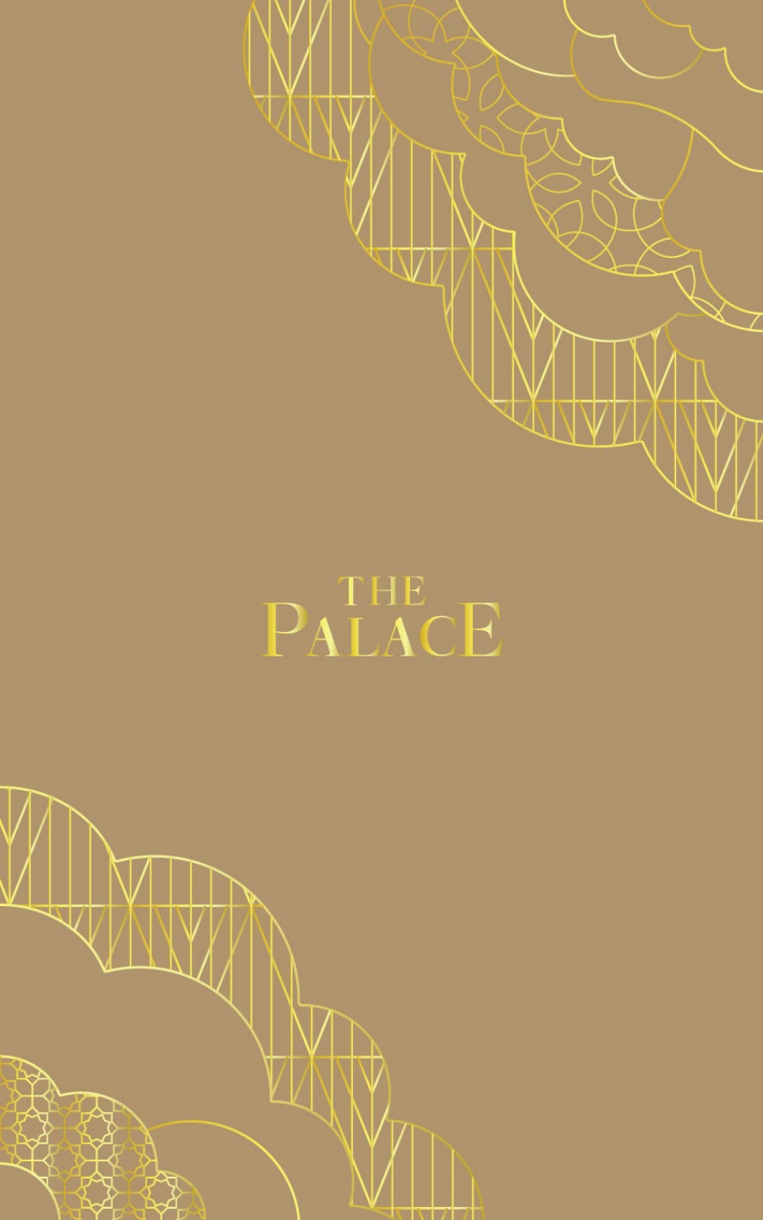# THE PALACE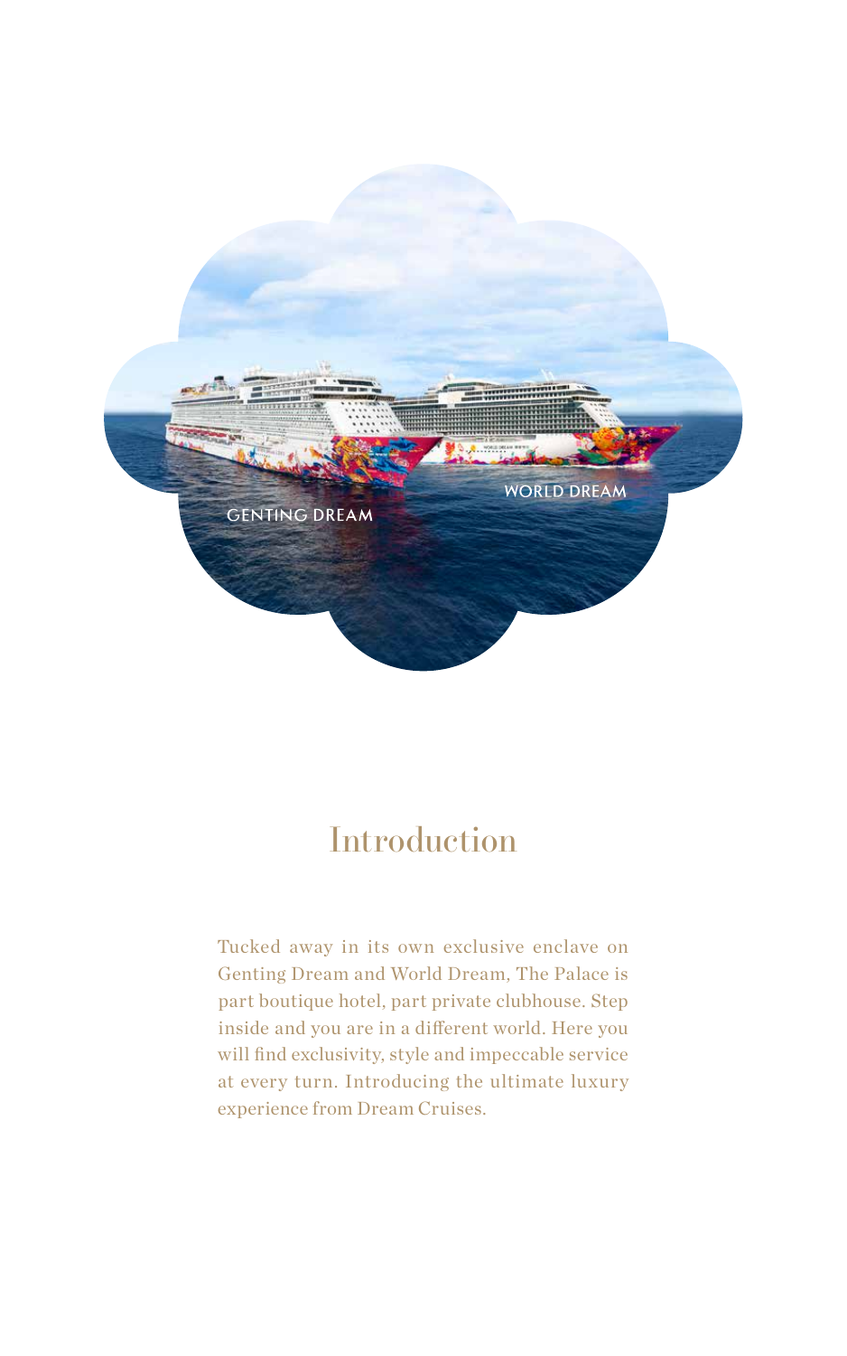# Introduction

Tucked away in its own exclusive enclave on Genting Dream and World Dream, The Palace is part boutique hotel, part private clubhouse. Step inside and you are in a different world. Here you will find exclusivity, style and impeccable service at every turn. Introducing the ultimate luxury experience from Dream Cruises.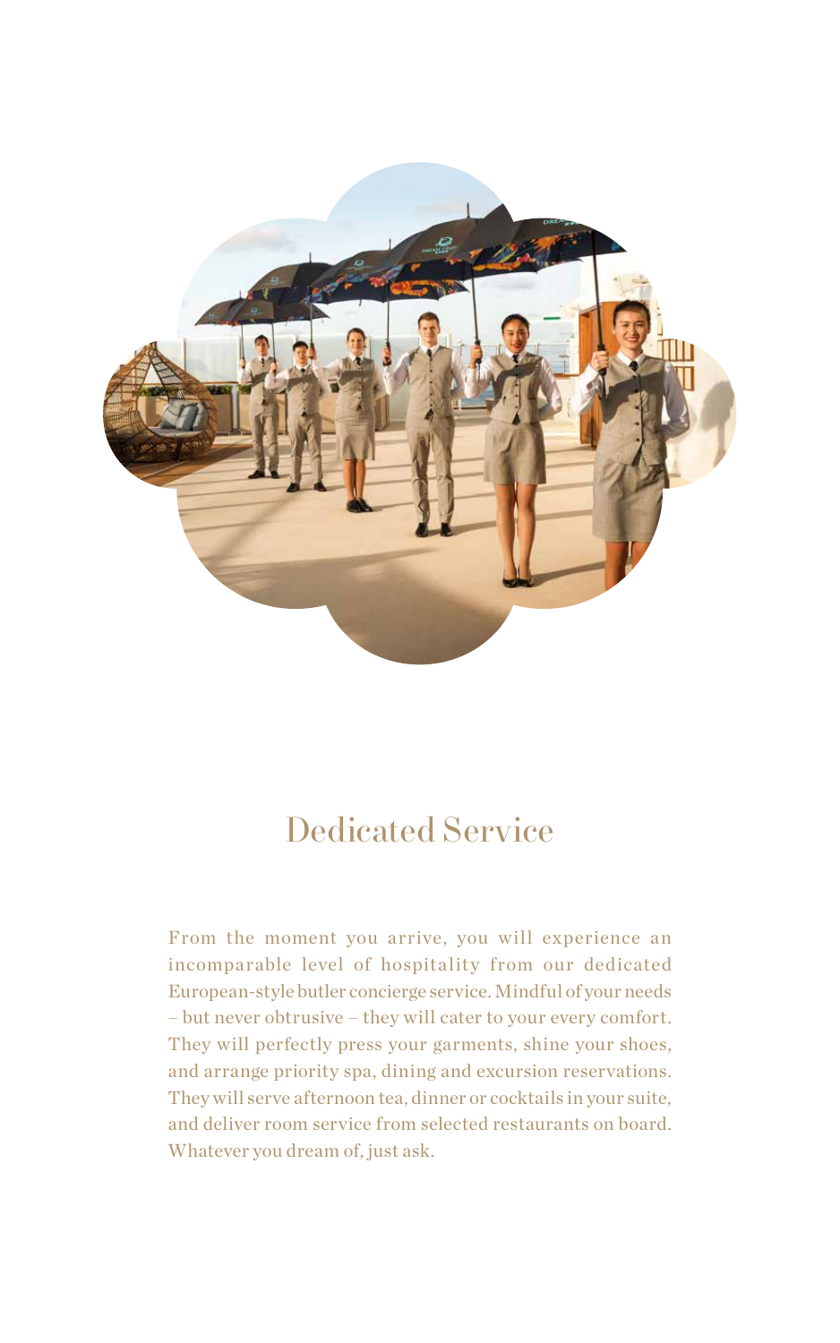## Dedicated Service

From the moment you arrive, you will experience an incomparable level of hospitality from our dedicated European-style butler concierge service. Mindful of your needs – but never obtrusive – they will cater to your every comfort. They will perfectly press your garments, shine your shoes, and arrange priority spa, dining and excursion reservations. They will serve afternoon tea, dinner or cocktails in your suite, and deliver room service from selected restaurants on board. Whatever you dream of, just ask.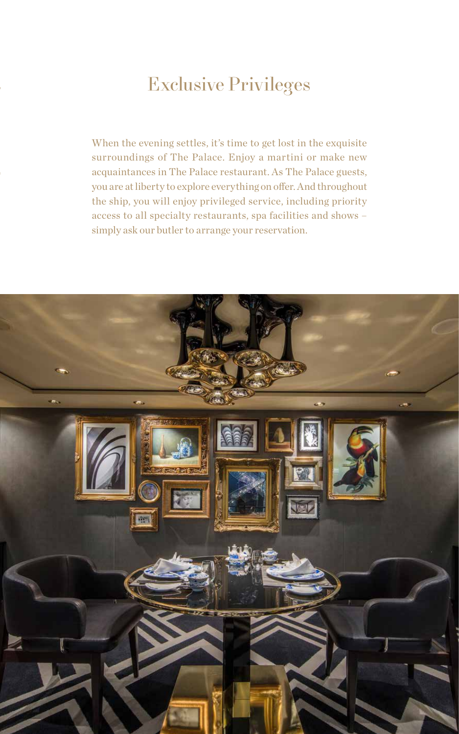# Exclusive Privileges

When the evening settles, it's time to get lost in the exquisite surroundings of The Palace. Enjoy a martini or make new acquaintances in The Palace restaurant. As The Palace guests, you are at liberty to explore everything on offer. And throughout the ship, you will enjoy privileged service, including priority access to all specialty restaurants, spa facilities and shows – simply ask our butler to arrange your reservation.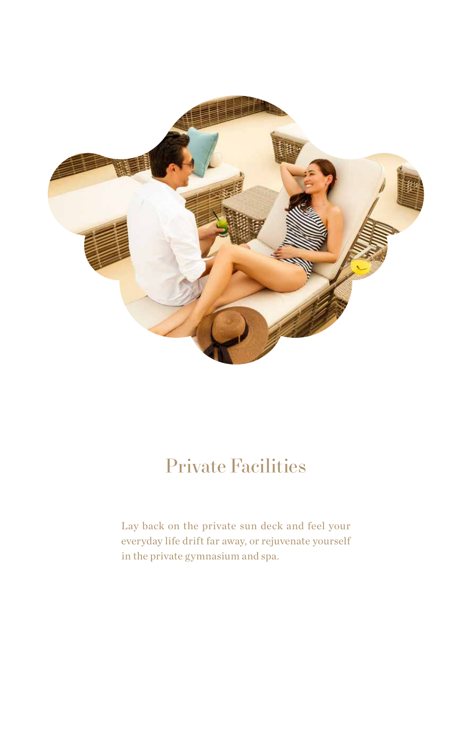# Private Facilities

Lay back on the private sun deck and feel your everyday life drift far away, or rejuvenate yourself in the private gymnasium and spa.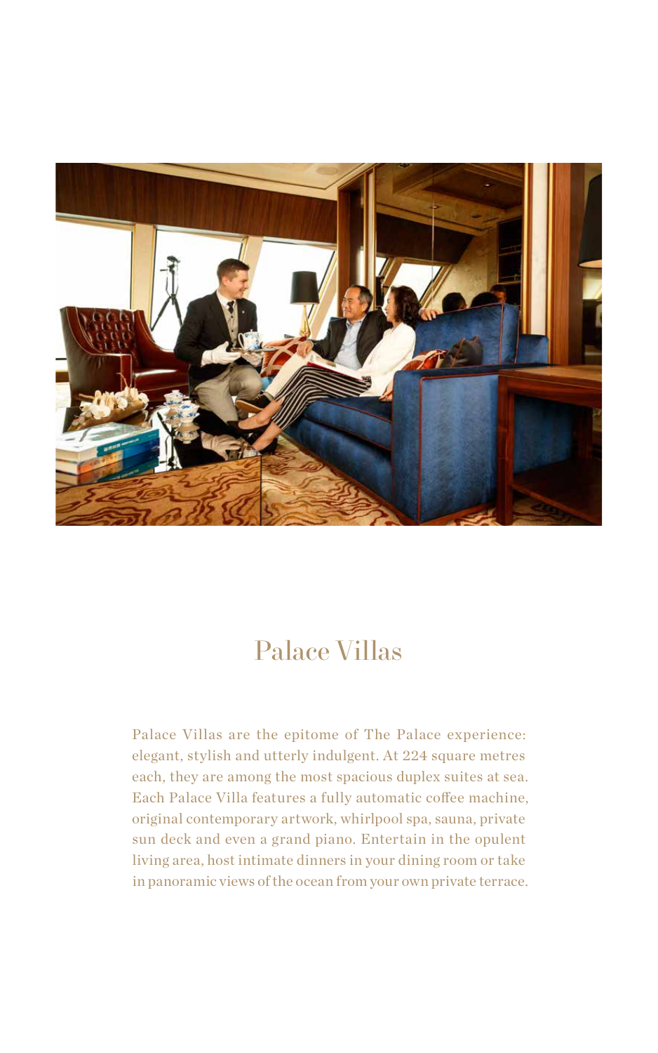# Palace Villas

Palace Villas are the epitome of The Palace experience: elegant, stylish and utterly indulgent. At 224 square metres each, they are among the most spacious duplex suites at sea. Each Palace Villa features a fully automatic coffee machine, original contemporary artwork, whirlpool spa, sauna, private sun deck and even a grand piano. Entertain in the opulent living area, host intimate dinners in your dining room or take in panoramic views of the ocean from your own private terrace.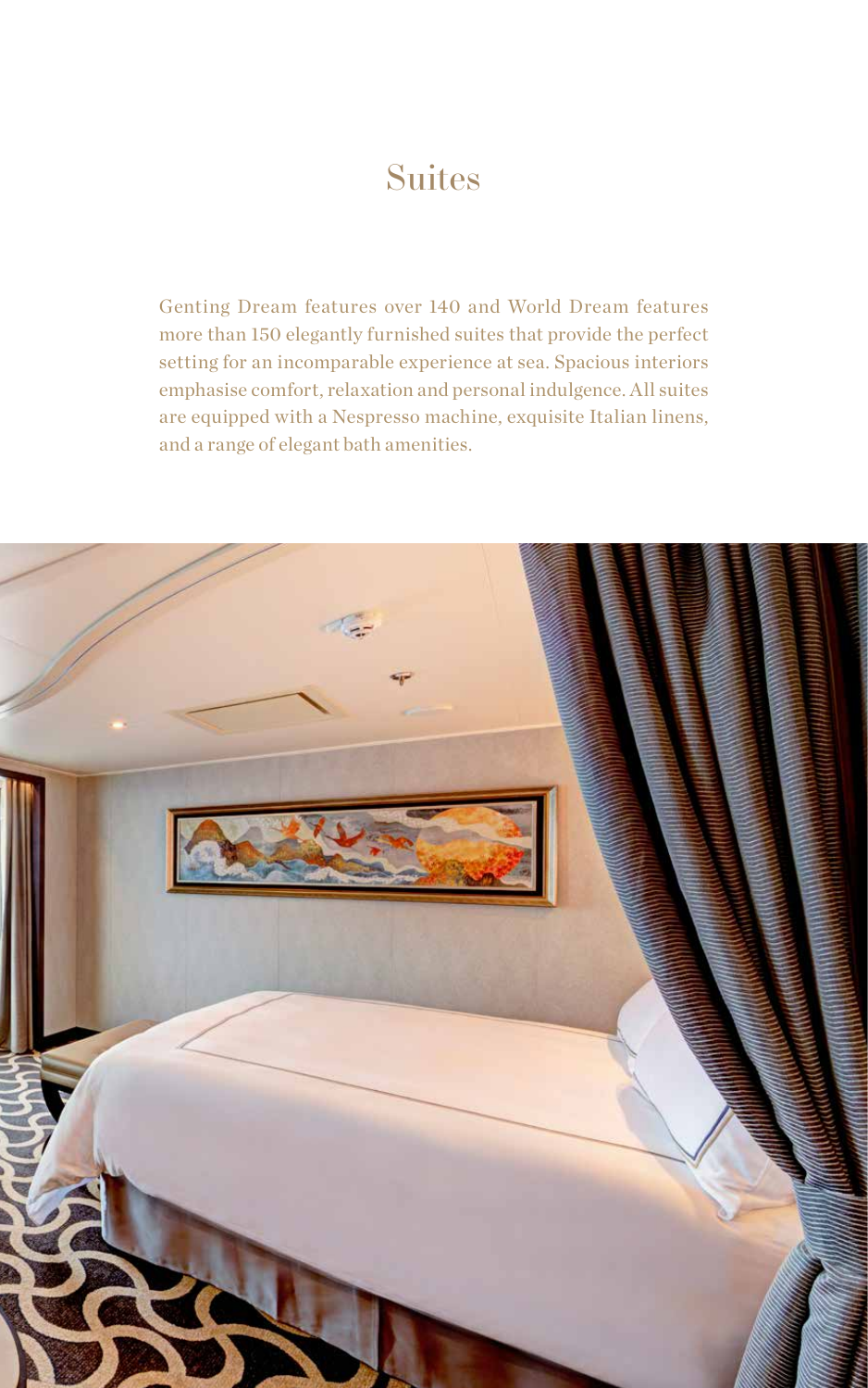# Suites

Genting Dream features over 140 and World Dream features more than 150 elegantly furnished suites that provide the perfect setting for an incomparable experience at sea. Spacious interiors emphasise comfort, relaxation and personal indulgence. All suites are equipped with a Nespresso machine, exquisite Italian linens, and a range of elegant bath amenities.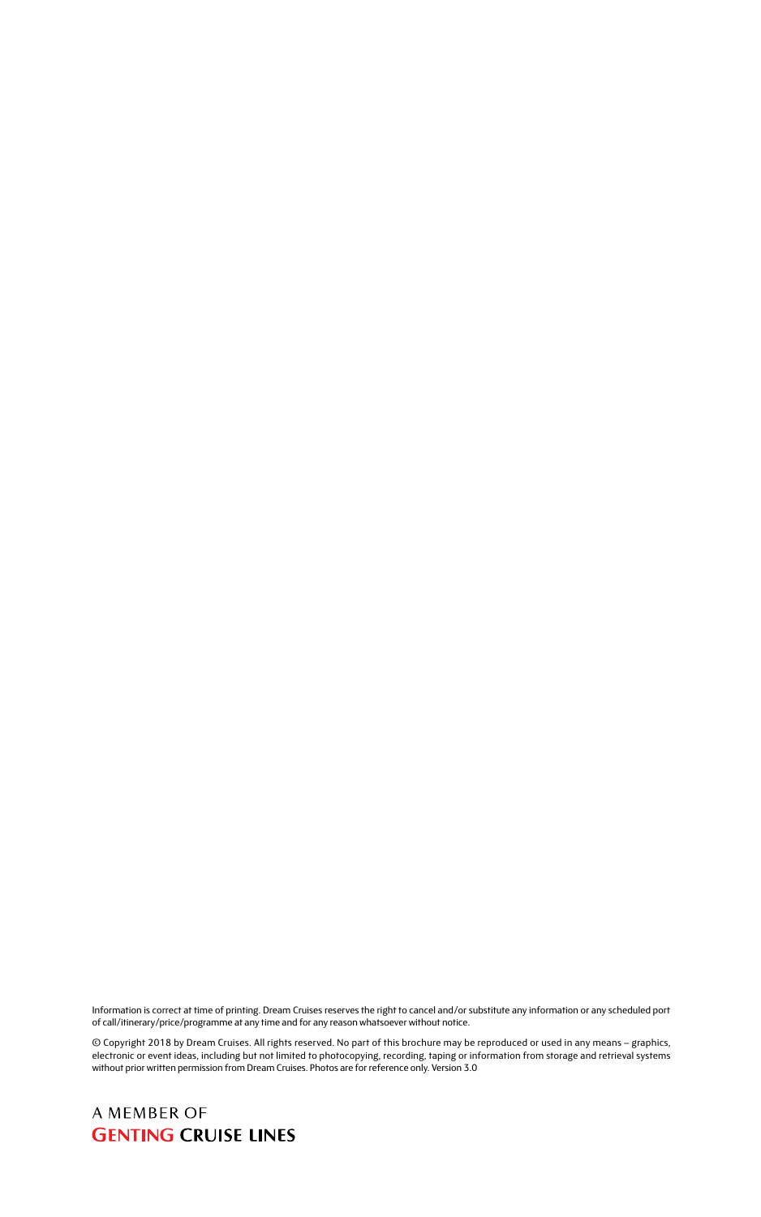Information is correct at time of printing. Dream Cruises reserves the right to cancel and/or substitute any information or any scheduled port of call/itinerary/price/programme at any time and for any reason whatsoever without notice.

© Copyright 2018 by Dream Cruises. All rights reserved. No part of this brochure may be reproduced or used in any means – graphics, electronic or event ideas, including but not limited to photocopying, recording, taping or information from storage and retrieval systems without prior written permission from Dream Cruises. Photos are for reference only. Version 3.0

A MEMBER OF
**GENTING CRUISE LINES**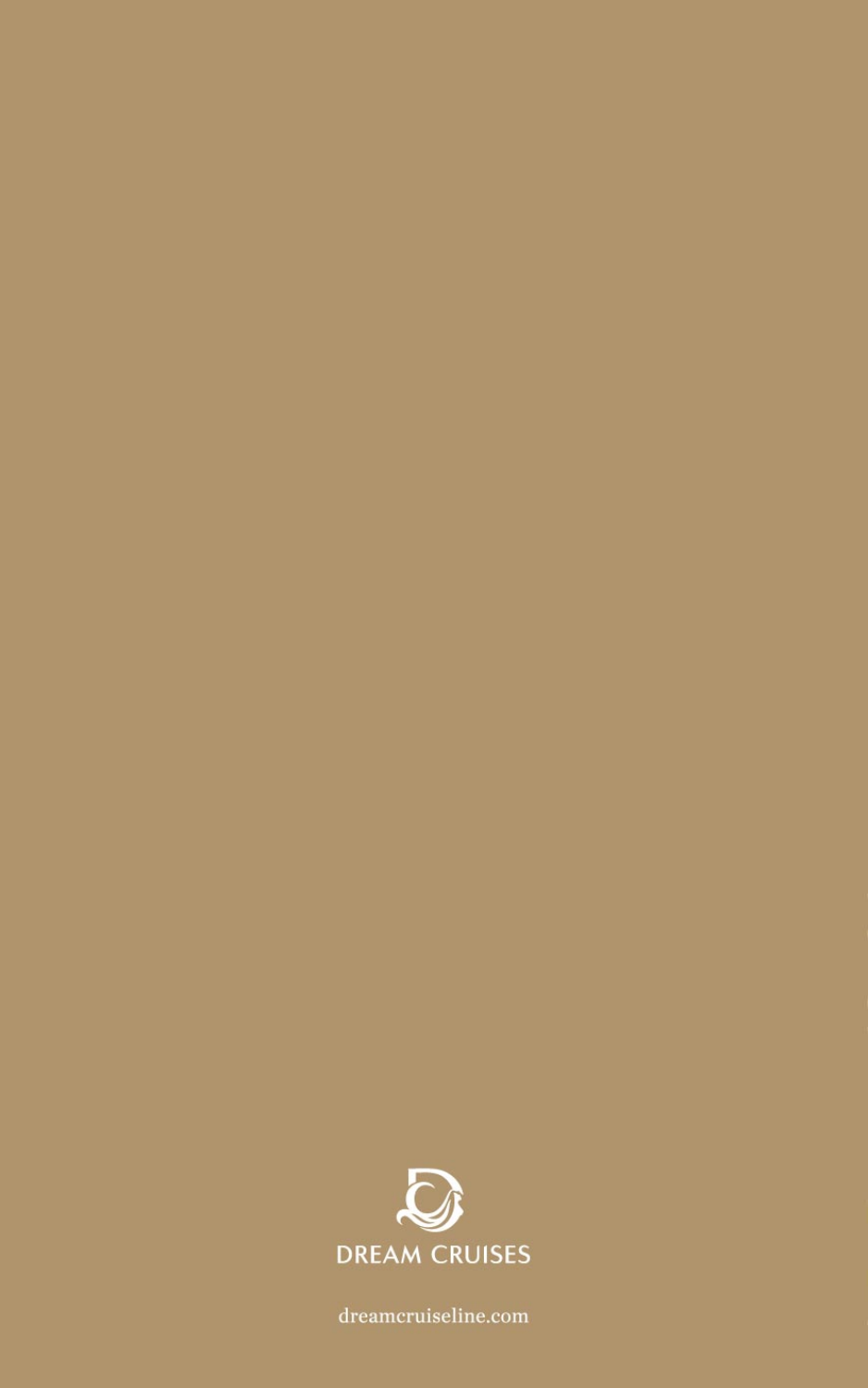DREAM CRUISES

dreamcruiseline.com